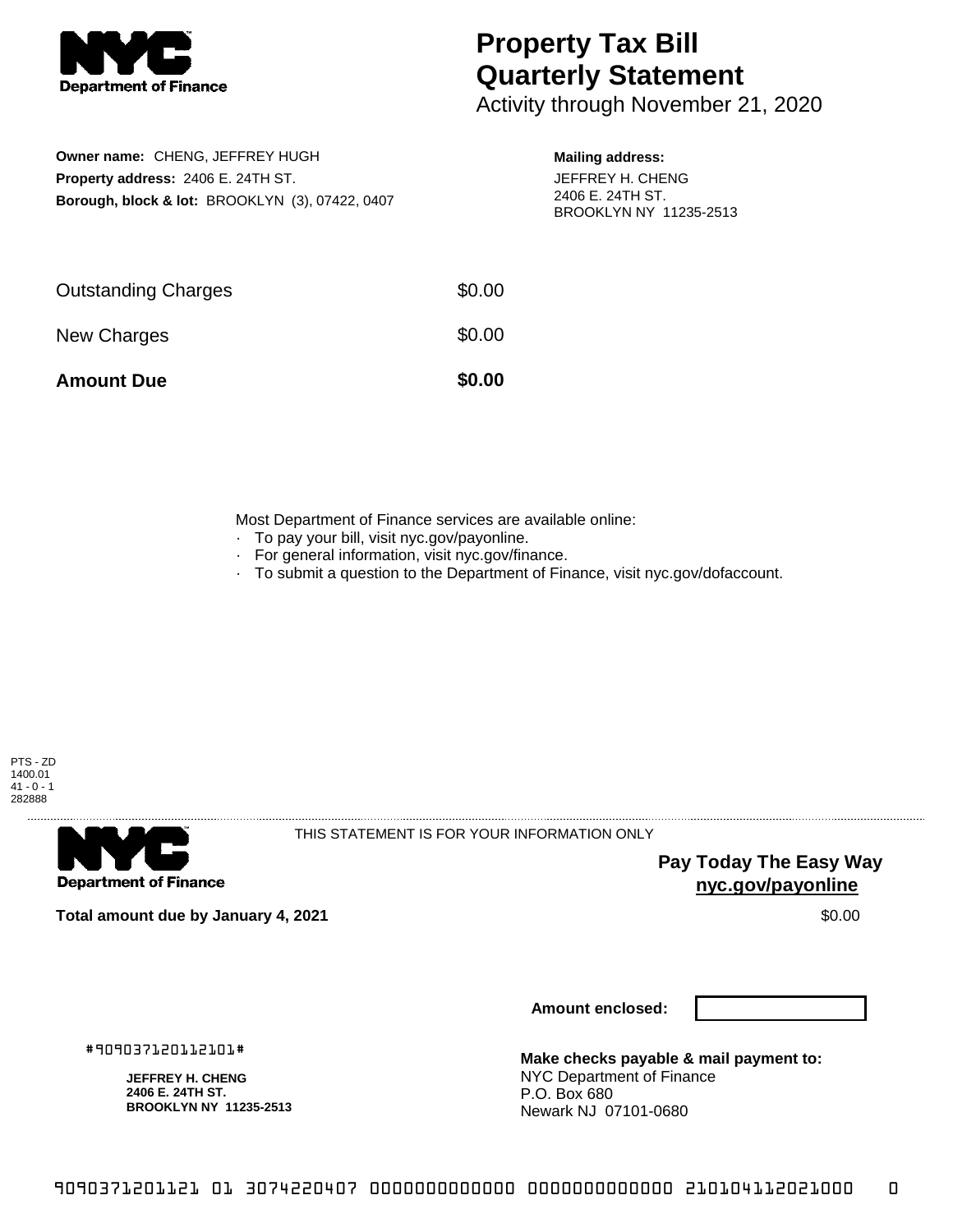NYC Department of Finance

# Property Tax Bill Quarterly Statement

Activity through November 21, 2020

**Owner name:** CHENG, JEFFREY HUGH
**Property address:** 2406 E. 24TH ST.
**Borough, block & lot:** BROOKLYN (3), 07422, 0407

**Mailing address:**
JEFFREY H. CHENG
2406 E. 24TH ST.
BROOKLYN NY 11235-2513

| | |
|---|---|
| Outstanding Charges | $0.00 |
| New Charges | $0.00 |
| **Amount Due** | **$0.00** |

Most Department of Finance services are available online:

- To pay your bill, visit nyc.gov/payonline.
- For general information, visit nyc.gov/finance.
- To submit a question to the Department of Finance, visit nyc.gov/dofaccount.

PTS - ZD
1400.01
41 - 0 - 1
282888

NYC Department of Finance

THIS STATEMENT IS FOR YOUR INFORMATION ONLY

**Pay Today The Easy Way**
**nyc.gov/payonline**

**Total amount due by January 4, 2021** $0.00

**Amount enclosed:**

#909037120112101#

**JEFFREY H. CHENG**
**2406 E. 24TH ST.**
**BROOKLYN NY 11235-2513**

**Make checks payable & mail payment to:**
NYC Department of Finance
P.O. Box 680
Newark NJ 07101-0680

9090371201121 01 3074220407 0000000000000 0000000000000 210104112021000 0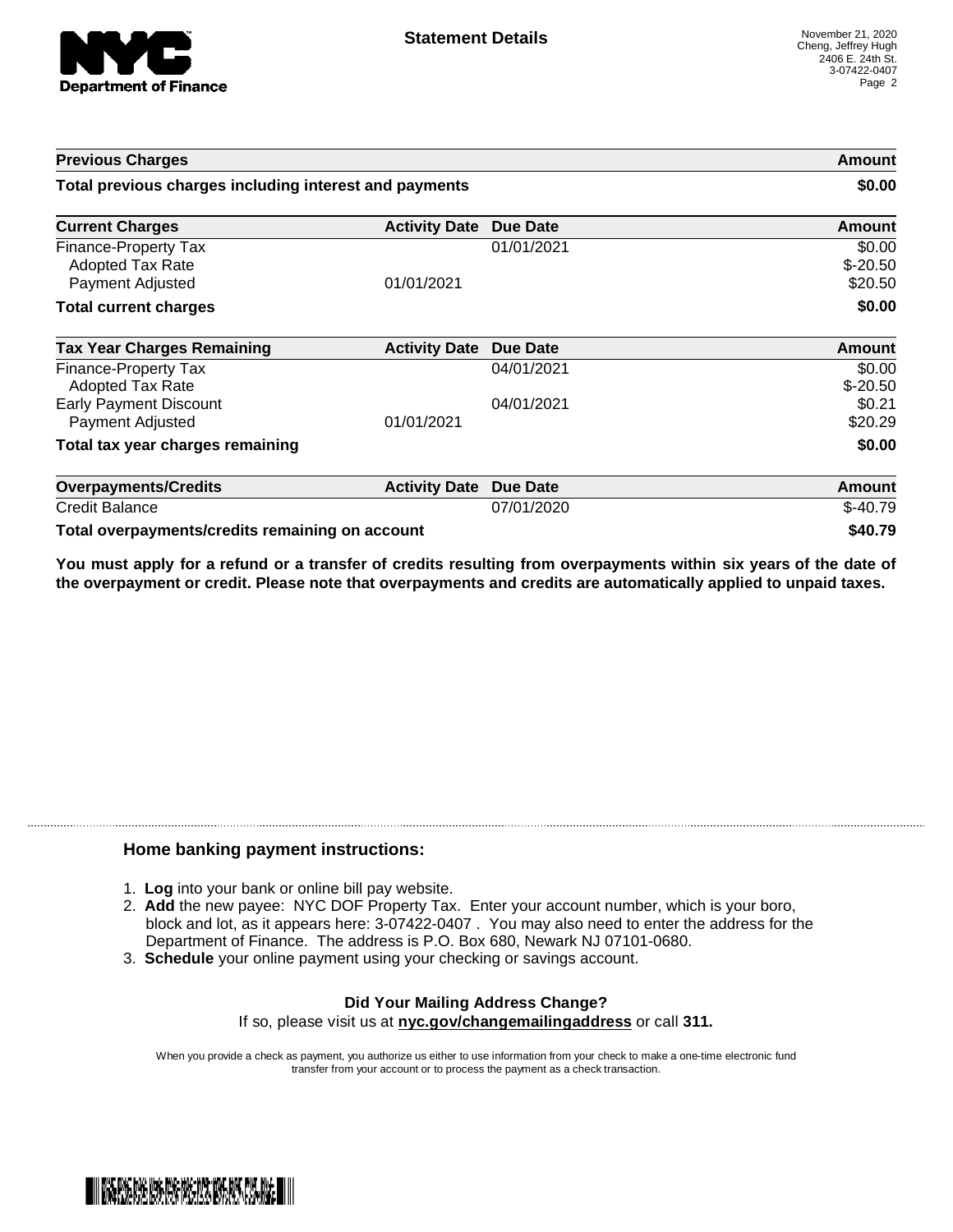**Statement Details**

November 21, 2020
Cheng, Jeffrey Hugh
2406 E. 24th St.
3-07422-0407

| Previous Charges | | | Amount |
|---|---|---|---|
| **Total previous charges including interest and payments** | | | **$0.00** |

| Current Charges | Activity Date | Due Date | Amount |
|---|---|---|---|
| Finance-Property Tax | | 01/01/2021 | $0.00 |
| Adopted Tax Rate | | | $-20.50 |
| Payment Adjusted | 01/01/2021 | | $20.50 |
| **Total current charges** | | | **$0.00** |

| Tax Year Charges Remaining | Activity Date | Due Date | Amount |
|---|---|---|---|
| Finance-Property Tax | | 04/01/2021 | $0.00 |
| Adopted Tax Rate | | | $-20.50 |
| Early Payment Discount | | 04/01/2021 | $0.21 |
| Payment Adjusted | 01/01/2021 | | $20.29 |
| **Total tax year charges remaining** | | | **$0.00** |

| Overpayments/Credits | Activity Date | Due Date | Amount |
|---|---|---|---|
| Credit Balance | | 07/01/2020 | $-40.79 |
| **Total overpayments/credits remaining on account** | | | **$40.79** |

**You must apply for a refund or a transfer of credits resulting from overpayments within six years of the date of the overpayment or credit. Please note that overpayments and credits are automatically applied to unpaid taxes.**

## Home banking payment instructions:

1. **Log** into your bank or online bill pay website.
2. **Add** the new payee: NYC DOF Property Tax. Enter your account number, which is your boro, block and lot, as it appears here: 3-07422-0407 . You may also need to enter the address for the Department of Finance. The address is P.O. Box 680, Newark NJ 07101-0680.
3. **Schedule** your online payment using your checking or savings account.

**Did Your Mailing Address Change?**

If so, please visit us at **nyc.gov/changemailingaddress** or call **311.**

When you provide a check as payment, you authorize us either to use information from your check to make a one-time electronic fund transfer from your account or to process the payment as a check transaction.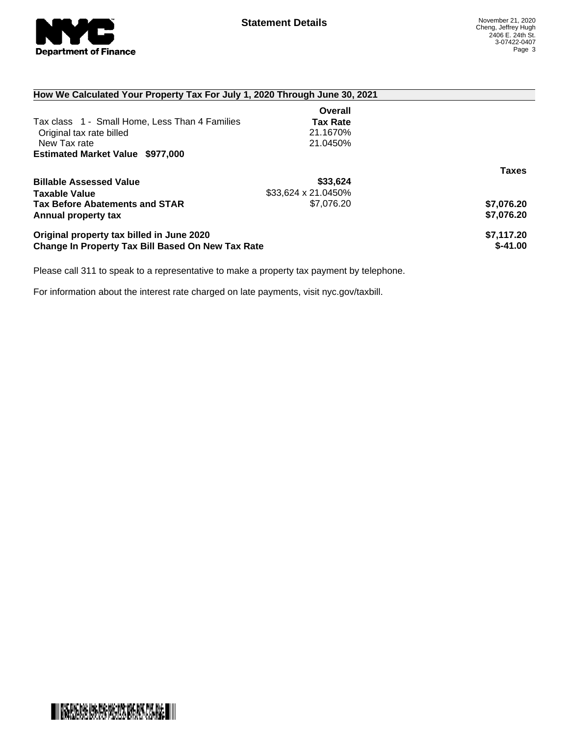## Statement Details

November 21, 2020
Cheng, Jeffrey Hugh
2406 E. 24th St.
3-07422-0407

### How We Calculated Your Property Tax For July 1, 2020 Through June 30, 2021

| | Overall Tax Rate | |
|---|---|---|
| Tax class 1 - Small Home, Less Than 4 Families | | |
| Original tax rate billed | 21.1670% | |
| New Tax rate | 21.0450% | |
| **Estimated Market Value $977,000** | | |
| | | **Taxes** |
| **Billable Assessed Value** | **$33,624** | |
| **Taxable Value** | $33,624 x 21.0450% | |
| **Tax Before Abatements and STAR** | $7,076.20 | **$7,076.20** |
| **Annual property tax** | | **$7,076.20** |
| **Original property tax billed in June 2020** | | **$7,117.20** |
| **Change In Property Tax Bill Based On New Tax Rate** | | **$-41.00** |

Please call 311 to speak to a representative to make a property tax payment by telephone.

For information about the interest rate charged on late payments, visit nyc.gov/taxbill.